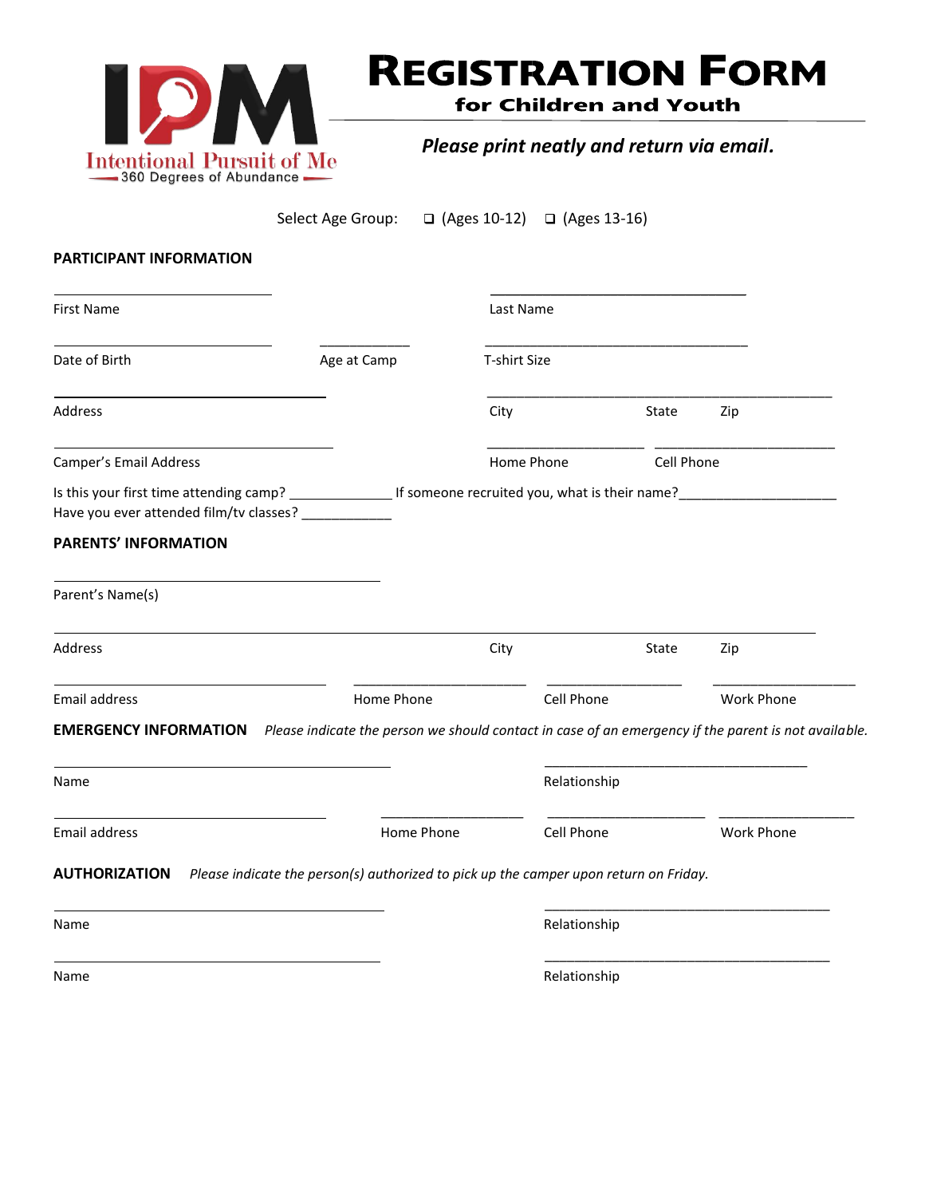IPM
Intentional Pursuit of Me
360 Degrees of Abundance

# REGISTRATION FORM

## for Children and Youth

*Please print neatly and return via email.*

Select Age Group: ❑ (Ages 10-12) ❑ (Ages 13-16)

**PARTICIPANT INFORMATION**

First Name ____________________ Last Name ____________________

Date of Birth ____________________ Age at Camp ____________ T-shirt Size ____________________

Address ____________________ City ____________________ State ______ Zip ______

Camper's Email Address ____________________ Home Phone ____________________ Cell Phone ____________________

Is this your first time attending camp? ______________ If someone recruited you, what is their name?____________________

Have you ever attended film/tv classes? ____________

**PARENTS' INFORMATION**

Parent's Name(s) ____________________

Address ____________________ City ____________________ State ______ Zip ______

Email address ____________________ Home Phone ____________________ Cell Phone ____________________ Work Phone ____________________

**EMERGENCY INFORMATION** *Please indicate the person we should contact in case of an emergency if the parent is not available.*

Name ____________________ Relationship ____________________

Email address ____________________ Home Phone ____________________ Cell Phone ____________________ Work Phone ____________________

**AUTHORIZATION** *Please indicate the person(s) authorized to pick up the camper upon return on Friday.*

Name ____________________ Relationship ____________________

Name ____________________ Relationship ____________________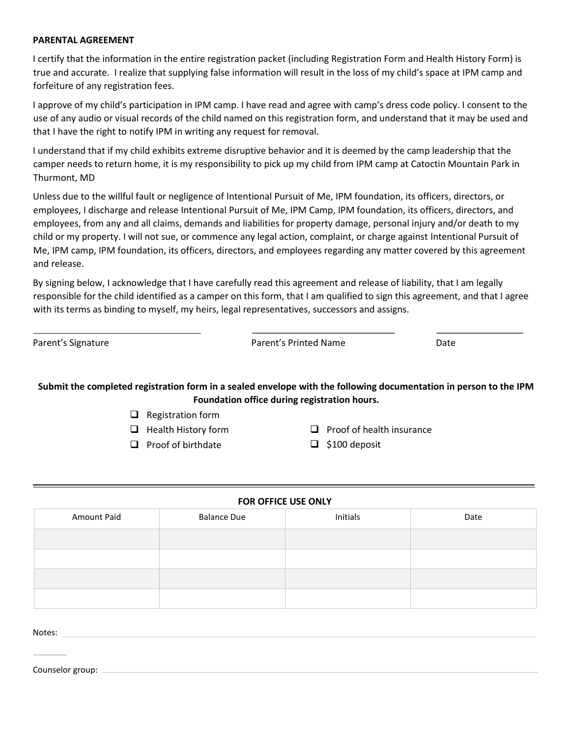**PARENTAL AGREEMENT**

I certify that the information in the entire registration packet (including Registration Form and Health History Form) is true and accurate. I realize that supplying false information will result in the loss of my child's space at IPM camp and forfeiture of any registration fees.

I approve of my child's participation in IPM camp. I have read and agree with camp's dress code policy. I consent to the use of any audio or visual records of the child named on this registration form, and understand that it may be used and that I have the right to notify IPM in writing any request for removal.

I understand that if my child exhibits extreme disruptive behavior and it is deemed by the camp leadership that the camper needs to return home, it is my responsibility to pick up my child from IPM camp at Catoctin Mountain Park in Thurmont, MD

Unless due to the willful fault or negligence of Intentional Pursuit of Me, IPM foundation, its officers, directors, or employees, I discharge and release Intentional Pursuit of Me, IPM Camp, IPM foundation, its officers, directors, and employees, from any and all claims, demands and liabilities for property damage, personal injury and/or death to my child or my property. I will not sue, or commence any legal action, complaint, or charge against Intentional Pursuit of Me, IPM camp, IPM foundation, its officers, directors, and employees regarding any matter covered by this agreement and release.

By signing below, I acknowledge that I have carefully read this agreement and release of liability, that I am legally responsible for the child identified as a camper on this form, that I am qualified to sign this agreement, and that I agree with its terms as binding to myself, my heirs, legal representatives, successors and assigns.

_______________________________ _______________________________ _______________

Parent's Signature Parent's Printed Name Date

**Submit the completed registration form in a sealed envelope with the following documentation in person to the IPM Foundation office during registration hours.**

- ☐ Registration form
- ☐ Health History form
- ☐ Proof of birthdate
- ☐ Proof of health insurance
- ☐ $100 deposit

---

**FOR OFFICE USE ONLY**

| Amount Paid | Balance Due | Initials | Date |
|---|---|---|---|
| | | | |
| | | | |
| | | | |
| | | | |

Notes: ____________________________________________

Counselor group: ____________________________________________